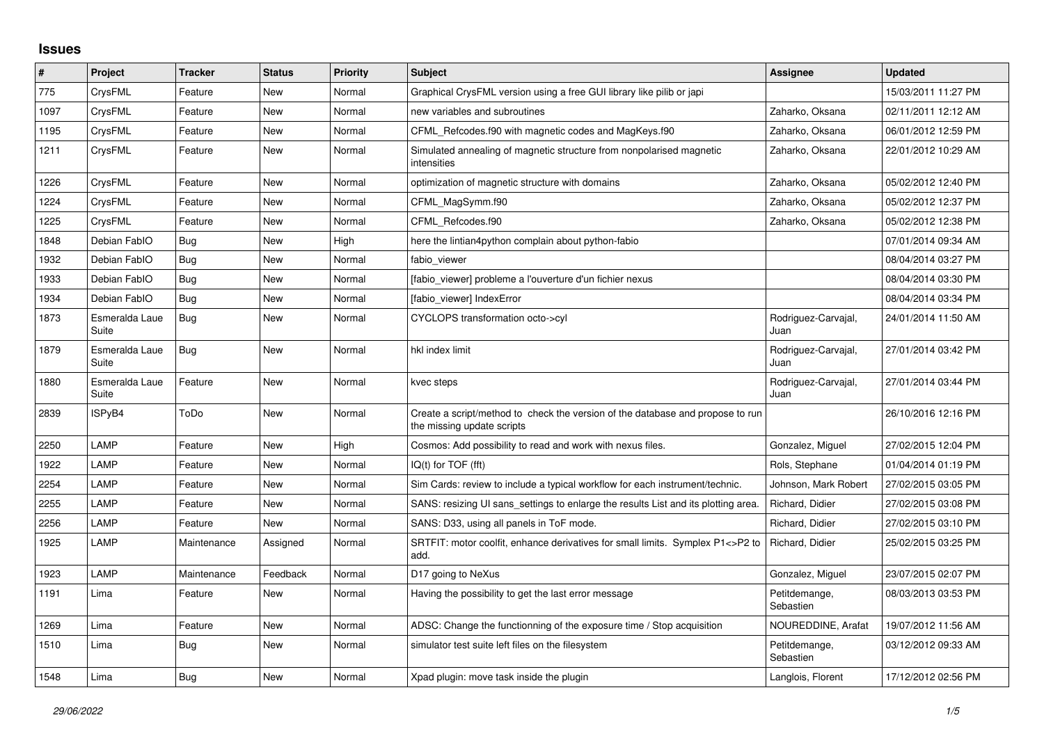## Issues

| # | Project | Tracker | Status | Priority | Subject | Assignee | Updated |
|---|---|---|---|---|---|---|---|
| 775 | CrysFML | Feature | New | Normal | Graphical CrysFML version using a free GUI library like pilib or japi | | 15/03/2011 11:27 PM |
| 1097 | CrysFML | Feature | New | Normal | new variables and subroutines | Zaharko, Oksana | 02/11/2011 12:12 AM |
| 1195 | CrysFML | Feature | New | Normal | CFML_Refcodes.f90 with magnetic codes and MagKeys.f90 | Zaharko, Oksana | 06/01/2012 12:59 PM |
| 1211 | CrysFML | Feature | New | Normal | Simulated annealing of magnetic structure from nonpolarised magnetic intensities | Zaharko, Oksana | 22/01/2012 10:29 AM |
| 1226 | CrysFML | Feature | New | Normal | optimization of magnetic structure with domains | Zaharko, Oksana | 05/02/2012 12:40 PM |
| 1224 | CrysFML | Feature | New | Normal | CFML_MagSymm.f90 | Zaharko, Oksana | 05/02/2012 12:37 PM |
| 1225 | CrysFML | Feature | New | Normal | CFML_Refcodes.f90 | Zaharko, Oksana | 05/02/2012 12:38 PM |
| 1848 | Debian FabIO | Bug | New | High | here the lintian4python complain about python-fabio | | 07/01/2014 09:34 AM |
| 1932 | Debian FabIO | Bug | New | Normal | fabio_viewer | | 08/04/2014 03:27 PM |
| 1933 | Debian FabIO | Bug | New | Normal | [fabio_viewer] probleme a l'ouverture d'un fichier nexus | | 08/04/2014 03:30 PM |
| 1934 | Debian FabIO | Bug | New | Normal | [fabio_viewer] IndexError | | 08/04/2014 03:34 PM |
| 1873 | Esmeralda Laue Suite | Bug | New | Normal | CYCLOPS transformation octo->cyl | Rodriguez-Carvajal, Juan | 24/01/2014 11:50 AM |
| 1879 | Esmeralda Laue Suite | Bug | New | Normal | hkl index limit | Rodriguez-Carvajal, Juan | 27/01/2014 03:42 PM |
| 1880 | Esmeralda Laue Suite | Feature | New | Normal | kvec steps | Rodriguez-Carvajal, Juan | 27/01/2014 03:44 PM |
| 2839 | ISPyB4 | ToDo | New | Normal | Create a script/method to check the version of the database and propose to run the missing update scripts | | 26/10/2016 12:16 PM |
| 2250 | LAMP | Feature | New | High | Cosmos: Add possibility to read and work with nexus files. | Gonzalez, Miguel | 27/02/2015 12:04 PM |
| 1922 | LAMP | Feature | New | Normal | IQ(t) for TOF (fft) | Rols, Stephane | 01/04/2014 01:19 PM |
| 2254 | LAMP | Feature | New | Normal | Sim Cards: review to include a typical workflow for each instrument/technic. | Johnson, Mark Robert | 27/02/2015 03:05 PM |
| 2255 | LAMP | Feature | New | Normal | SANS: resizing UI sans_settings to enlarge the results List and its plotting area. | Richard, Didier | 27/02/2015 03:08 PM |
| 2256 | LAMP | Feature | New | Normal | SANS: D33, using all panels in ToF mode. | Richard, Didier | 27/02/2015 03:10 PM |
| 1925 | LAMP | Maintenance | Assigned | Normal | SRTFIT: motor coolfit, enhance derivatives for small limits. Symplex P1<>P2 to add. | Richard, Didier | 25/02/2015 03:25 PM |
| 1923 | LAMP | Maintenance | Feedback | Normal | D17 going to NeXus | Gonzalez, Miguel | 23/07/2015 02:07 PM |
| 1191 | Lima | Feature | New | Normal | Having the possibility to get the last error message | Petitdemange, Sebastien | 08/03/2013 03:53 PM |
| 1269 | Lima | Feature | New | Normal | ADSC: Change the functionning of the exposure time / Stop acquisition | NOUREDDINE, Arafat | 19/07/2012 11:56 AM |
| 1510 | Lima | Bug | New | Normal | simulator test suite left files on the filesystem | Petitdemange, Sebastien | 03/12/2012 09:33 AM |
| 1548 | Lima | Bug | New | Normal | Xpad plugin: move task inside the plugin | Langlois, Florent | 17/12/2012 02:56 PM |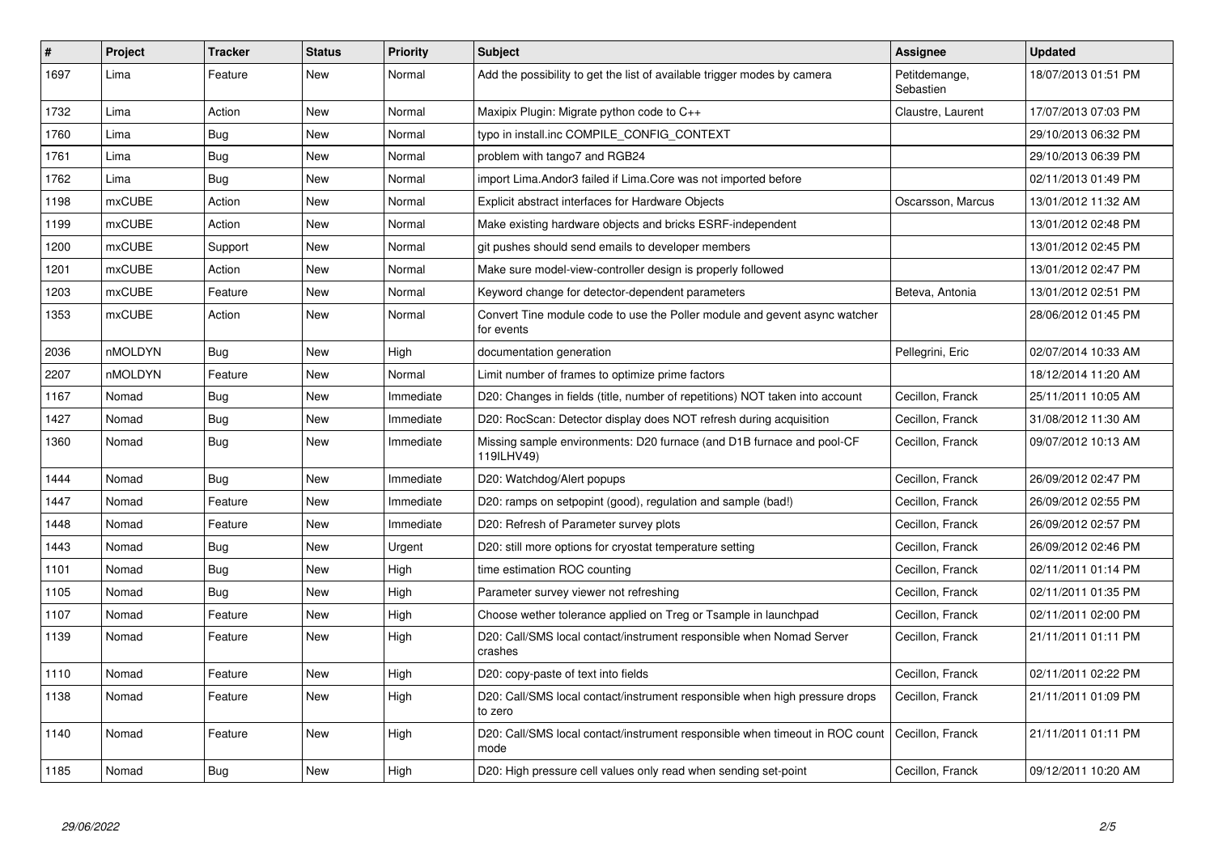| # | Project | Tracker | Status | Priority | Subject | Assignee | Updated |
|---|---|---|---|---|---|---|---|
| 1697 | Lima | Feature | New | Normal | Add the possibility to get the list of available trigger modes by camera | Petitdemange, Sebastien | 18/07/2013 01:51 PM |
| 1732 | Lima | Action | New | Normal | Maxipix Plugin: Migrate python code to C++ | Claustre, Laurent | 17/07/2013 07:03 PM |
| 1760 | Lima | Bug | New | Normal | typo in install.inc COMPILE_CONFIG_CONTEXT | | 29/10/2013 06:32 PM |
| 1761 | Lima | Bug | New | Normal | problem with tango7 and RGB24 | | 29/10/2013 06:39 PM |
| 1762 | Lima | Bug | New | Normal | import Lima.Andor3 failed if Lima.Core was not imported before | | 02/11/2013 01:49 PM |
| 1198 | mxCUBE | Action | New | Normal | Explicit abstract interfaces for Hardware Objects | Oscarsson, Marcus | 13/01/2012 11:32 AM |
| 1199 | mxCUBE | Action | New | Normal | Make existing hardware objects and bricks ESRF-independent | | 13/01/2012 02:48 PM |
| 1200 | mxCUBE | Support | New | Normal | git pushes should send emails to developer members | | 13/01/2012 02:45 PM |
| 1201 | mxCUBE | Action | New | Normal | Make sure model-view-controller design is properly followed | | 13/01/2012 02:47 PM |
| 1203 | mxCUBE | Feature | New | Normal | Keyword change for detector-dependent parameters | Beteva, Antonia | 13/01/2012 02:51 PM |
| 1353 | mxCUBE | Action | New | Normal | Convert Tine module code to use the Poller module and gevent async watcher for events | | 28/06/2012 01:45 PM |
| 2036 | nMOLDYN | Bug | New | High | documentation generation | Pellegrini, Eric | 02/07/2014 10:33 AM |
| 2207 | nMOLDYN | Feature | New | Normal | Limit number of frames to optimize prime factors | | 18/12/2014 11:20 AM |
| 1167 | Nomad | Bug | New | Immediate | D20: Changes in fields (title, number of repetitions) NOT taken into account | Cecillon, Franck | 25/11/2011 10:05 AM |
| 1427 | Nomad | Bug | New | Immediate | D20: RocScan: Detector display does NOT refresh during acquisition | Cecillon, Franck | 31/08/2012 11:30 AM |
| 1360 | Nomad | Bug | New | Immediate | Missing sample environments: D20 furnace (and D1B furnace and pool-CF 119ILHV49) | Cecillon, Franck | 09/07/2012 10:13 AM |
| 1444 | Nomad | Bug | New | Immediate | D20: Watchdog/Alert popups | Cecillon, Franck | 26/09/2012 02:47 PM |
| 1447 | Nomad | Feature | New | Immediate | D20: ramps on setpopint (good), regulation and sample (bad!) | Cecillon, Franck | 26/09/2012 02:55 PM |
| 1448 | Nomad | Feature | New | Immediate | D20: Refresh of Parameter survey plots | Cecillon, Franck | 26/09/2012 02:57 PM |
| 1443 | Nomad | Bug | New | Urgent | D20: still more options for cryostat temperature setting | Cecillon, Franck | 26/09/2012 02:46 PM |
| 1101 | Nomad | Bug | New | High | time estimation ROC counting | Cecillon, Franck | 02/11/2011 01:14 PM |
| 1105 | Nomad | Bug | New | High | Parameter survey viewer not refreshing | Cecillon, Franck | 02/11/2011 01:35 PM |
| 1107 | Nomad | Feature | New | High | Choose wether tolerance applied on Treg or Tsample in launchpad | Cecillon, Franck | 02/11/2011 02:00 PM |
| 1139 | Nomad | Feature | New | High | D20: Call/SMS local contact/instrument responsible when Nomad Server crashes | Cecillon, Franck | 21/11/2011 01:11 PM |
| 1110 | Nomad | Feature | New | High | D20: copy-paste of text into fields | Cecillon, Franck | 02/11/2011 02:22 PM |
| 1138 | Nomad | Feature | New | High | D20: Call/SMS local contact/instrument responsible when high pressure drops to zero | Cecillon, Franck | 21/11/2011 01:09 PM |
| 1140 | Nomad | Feature | New | High | D20: Call/SMS local contact/instrument responsible when timeout in ROC count mode | Cecillon, Franck | 21/11/2011 01:11 PM |
| 1185 | Nomad | Bug | New | High | D20: High pressure cell values only read when sending set-point | Cecillon, Franck | 09/12/2011 10:20 AM |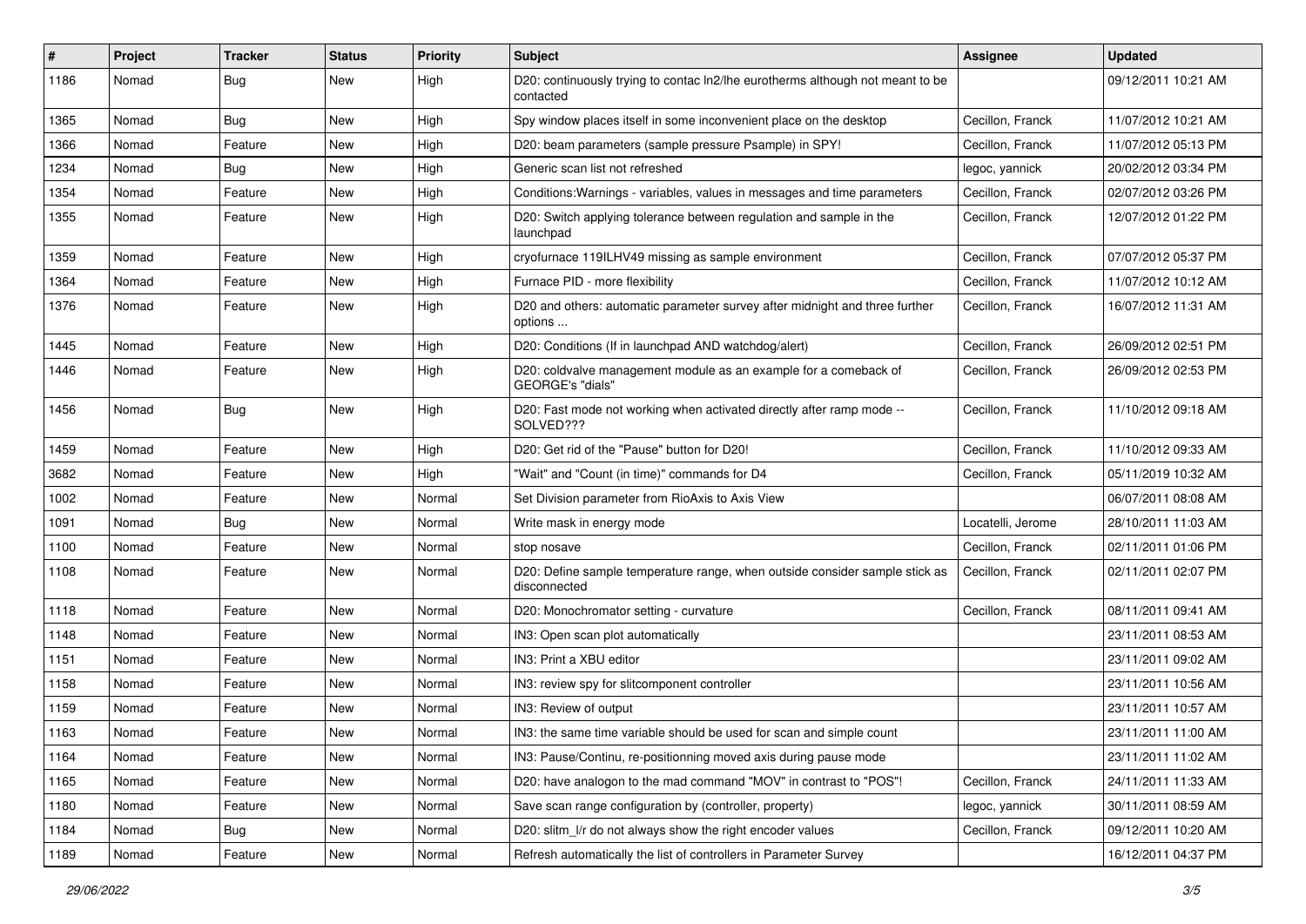| # | Project | Tracker | Status | Priority | Subject | Assignee | Updated |
|---|---|---|---|---|---|---|---|
| 1186 | Nomad | Bug | New | High | D20: continuously trying to contac ln2/lhe eurotherms although not meant to be contacted | | 09/12/2011 10:21 AM |
| 1365 | Nomad | Bug | New | High | Spy window places itself in some inconvenient place on the desktop | Cecillon, Franck | 11/07/2012 10:21 AM |
| 1366 | Nomad | Feature | New | High | D20: beam parameters (sample pressure Psample) in SPY! | Cecillon, Franck | 11/07/2012 05:13 PM |
| 1234 | Nomad | Bug | New | High | Generic scan list not refreshed | legoc, yannick | 20/02/2012 03:34 PM |
| 1354 | Nomad | Feature | New | High | Conditions:Warnings - variables, values in messages and time parameters | Cecillon, Franck | 02/07/2012 03:26 PM |
| 1355 | Nomad | Feature | New | High | D20: Switch applying tolerance between regulation and sample in the launchpad | Cecillon, Franck | 12/07/2012 01:22 PM |
| 1359 | Nomad | Feature | New | High | cryofurnace 119ILHV49 missing as sample environment | Cecillon, Franck | 07/07/2012 05:37 PM |
| 1364 | Nomad | Feature | New | High | Furnace PID - more flexibility | Cecillon, Franck | 11/07/2012 10:12 AM |
| 1376 | Nomad | Feature | New | High | D20 and others: automatic parameter survey after midnight and three further options ... | Cecillon, Franck | 16/07/2012 11:31 AM |
| 1445 | Nomad | Feature | New | High | D20: Conditions (If in launchpad AND watchdog/alert) | Cecillon, Franck | 26/09/2012 02:51 PM |
| 1446 | Nomad | Feature | New | High | D20: coldvalve management module as an example for a comeback of GEORGE's "dials" | Cecillon, Franck | 26/09/2012 02:53 PM |
| 1456 | Nomad | Bug | New | High | D20: Fast mode not working when activated directly after ramp mode -- SOLVED??? | Cecillon, Franck | 11/10/2012 09:18 AM |
| 1459 | Nomad | Feature | New | High | D20: Get rid of the "Pause" button for D20! | Cecillon, Franck | 11/10/2012 09:33 AM |
| 3682 | Nomad | Feature | New | High | "Wait" and "Count (in time)" commands for D4 | Cecillon, Franck | 05/11/2019 10:32 AM |
| 1002 | Nomad | Feature | New | Normal | Set Division parameter from RioAxis to Axis View | | 06/07/2011 08:08 AM |
| 1091 | Nomad | Bug | New | Normal | Write mask in energy mode | Locatelli, Jerome | 28/10/2011 11:03 AM |
| 1100 | Nomad | Feature | New | Normal | stop nosave | Cecillon, Franck | 02/11/2011 01:06 PM |
| 1108 | Nomad | Feature | New | Normal | D20: Define sample temperature range, when outside consider sample stick as disconnected | Cecillon, Franck | 02/11/2011 02:07 PM |
| 1118 | Nomad | Feature | New | Normal | D20: Monochromator setting - curvature | Cecillon, Franck | 08/11/2011 09:41 AM |
| 1148 | Nomad | Feature | New | Normal | IN3: Open scan plot automatically | | 23/11/2011 08:53 AM |
| 1151 | Nomad | Feature | New | Normal | IN3: Print a XBU editor | | 23/11/2011 09:02 AM |
| 1158 | Nomad | Feature | New | Normal | IN3: review spy for slitcomponent controller | | 23/11/2011 10:56 AM |
| 1159 | Nomad | Feature | New | Normal | IN3: Review of output | | 23/11/2011 10:57 AM |
| 1163 | Nomad | Feature | New | Normal | IN3: the same time variable should be used for scan and simple count | | 23/11/2011 11:00 AM |
| 1164 | Nomad | Feature | New | Normal | IN3: Pause/Continu, re-positionning moved axis during pause mode | | 23/11/2011 11:02 AM |
| 1165 | Nomad | Feature | New | Normal | D20: have analogon to the mad command "MOV" in contrast to "POS"! | Cecillon, Franck | 24/11/2011 11:33 AM |
| 1180 | Nomad | Feature | New | Normal | Save scan range configuration by (controller, property) | legoc, yannick | 30/11/2011 08:59 AM |
| 1184 | Nomad | Bug | New | Normal | D20: slitm_l/r do not always show the right encoder values | Cecillon, Franck | 09/12/2011 10:20 AM |
| 1189 | Nomad | Feature | New | Normal | Refresh automatically the list of controllers in Parameter Survey | | 16/12/2011 04:37 PM |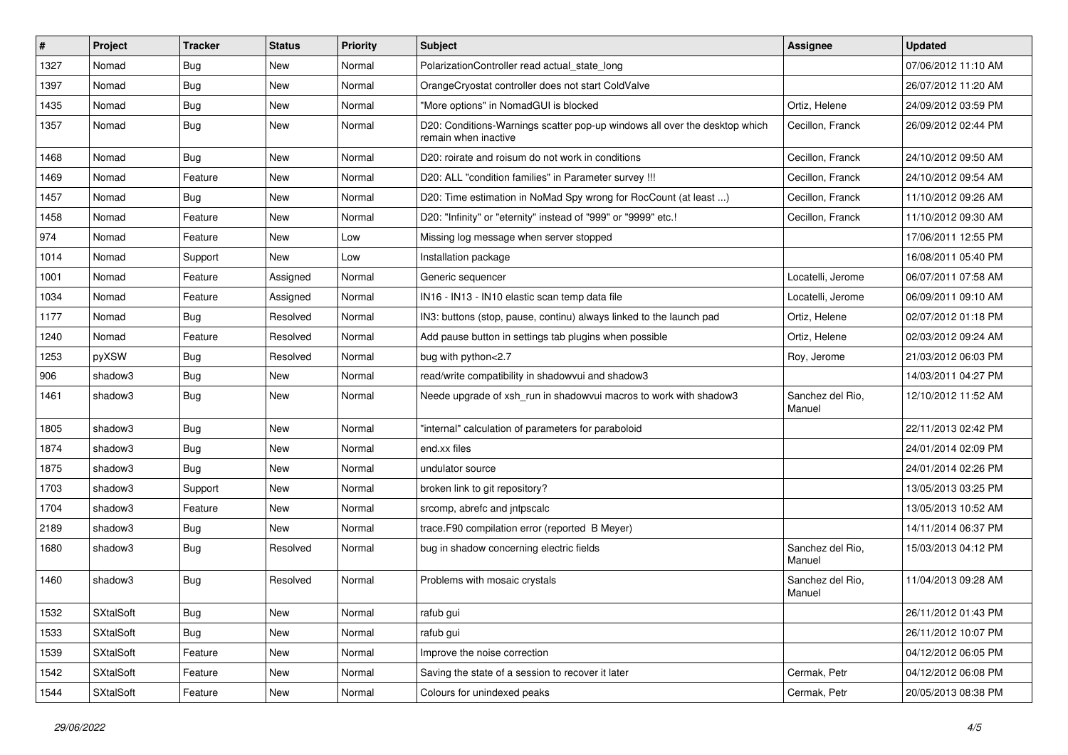| # | Project | Tracker | Status | Priority | Subject | Assignee | Updated |
|---|---|---|---|---|---|---|---|
| 1327 | Nomad | Bug | New | Normal | PolarizationController read actual_state_long | | 07/06/2012 11:10 AM |
| 1397 | Nomad | Bug | New | Normal | OrangeCryostat controller does not start ColdValve | | 26/07/2012 11:20 AM |
| 1435 | Nomad | Bug | New | Normal | "More options" in NomadGUI is blocked | Ortiz, Helene | 24/09/2012 03:59 PM |
| 1357 | Nomad | Bug | New | Normal | D20: Conditions-Warnings scatter pop-up windows all over the desktop which remain when inactive | Cecillon, Franck | 26/09/2012 02:44 PM |
| 1468 | Nomad | Bug | New | Normal | D20: roirate and roisum do not work in conditions | Cecillon, Franck | 24/10/2012 09:50 AM |
| 1469 | Nomad | Feature | New | Normal | D20: ALL "condition families" in Parameter survey !!! | Cecillon, Franck | 24/10/2012 09:54 AM |
| 1457 | Nomad | Bug | New | Normal | D20: Time estimation in NoMad Spy wrong for RocCount (at least ...) | Cecillon, Franck | 11/10/2012 09:26 AM |
| 1458 | Nomad | Feature | New | Normal | D20: "Infinity" or "eternity" instead of "999" or "9999" etc.! | Cecillon, Franck | 11/10/2012 09:30 AM |
| 974 | Nomad | Feature | New | Low | Missing log message when server stopped | | 17/06/2011 12:55 PM |
| 1014 | Nomad | Support | New | Low | Installation package | | 16/08/2011 05:40 PM |
| 1001 | Nomad | Feature | Assigned | Normal | Generic sequencer | Locatelli, Jerome | 06/07/2011 07:58 AM |
| 1034 | Nomad | Feature | Assigned | Normal | IN16 - IN13 - IN10 elastic scan temp data file | Locatelli, Jerome | 06/09/2011 09:10 AM |
| 1177 | Nomad | Bug | Resolved | Normal | IN3: buttons (stop, pause, continu) always linked to the launch pad | Ortiz, Helene | 02/07/2012 01:18 PM |
| 1240 | Nomad | Feature | Resolved | Normal | Add pause button in settings tab plugins when possible | Ortiz, Helene | 02/03/2012 09:24 AM |
| 1253 | pyXSW | Bug | Resolved | Normal | bug with python<2.7 | Roy, Jerome | 21/03/2012 06:03 PM |
| 906 | shadow3 | Bug | New | Normal | read/write compatibility in shadowvui and shadow3 | | 14/03/2011 04:27 PM |
| 1461 | shadow3 | Bug | New | Normal | Neede upgrade of xsh_run in shadowvui macros to work with shadow3 | Sanchez del Rio, Manuel | 12/10/2012 11:52 AM |
| 1805 | shadow3 | Bug | New | Normal | "internal" calculation of parameters for paraboloid | | 22/11/2013 02:42 PM |
| 1874 | shadow3 | Bug | New | Normal | end.xx files | | 24/01/2014 02:09 PM |
| 1875 | shadow3 | Bug | New | Normal | undulator source | | 24/01/2014 02:26 PM |
| 1703 | shadow3 | Support | New | Normal | broken link to git repository? | | 13/05/2013 03:25 PM |
| 1704 | shadow3 | Feature | New | Normal | srcomp, abrefc and jntpscalc | | 13/05/2013 10:52 AM |
| 2189 | shadow3 | Bug | New | Normal | trace.F90 compilation error (reported B Meyer) | | 14/11/2014 06:37 PM |
| 1680 | shadow3 | Bug | Resolved | Normal | bug in shadow concerning electric fields | Sanchez del Rio, Manuel | 15/03/2013 04:12 PM |
| 1460 | shadow3 | Bug | Resolved | Normal | Problems with mosaic crystals | Sanchez del Rio, Manuel | 11/04/2013 09:28 AM |
| 1532 | SXtalSoft | Bug | New | Normal | rafub gui | | 26/11/2012 01:43 PM |
| 1533 | SXtalSoft | Bug | New | Normal | rafub gui | | 26/11/2012 10:07 PM |
| 1539 | SXtalSoft | Feature | New | Normal | Improve the noise correction | | 04/12/2012 06:05 PM |
| 1542 | SXtalSoft | Feature | New | Normal | Saving the state of a session to recover it later | Cermak, Petr | 04/12/2012 06:08 PM |
| 1544 | SXtalSoft | Feature | New | Normal | Colours for unindexed peaks | Cermak, Petr | 20/05/2013 08:38 PM |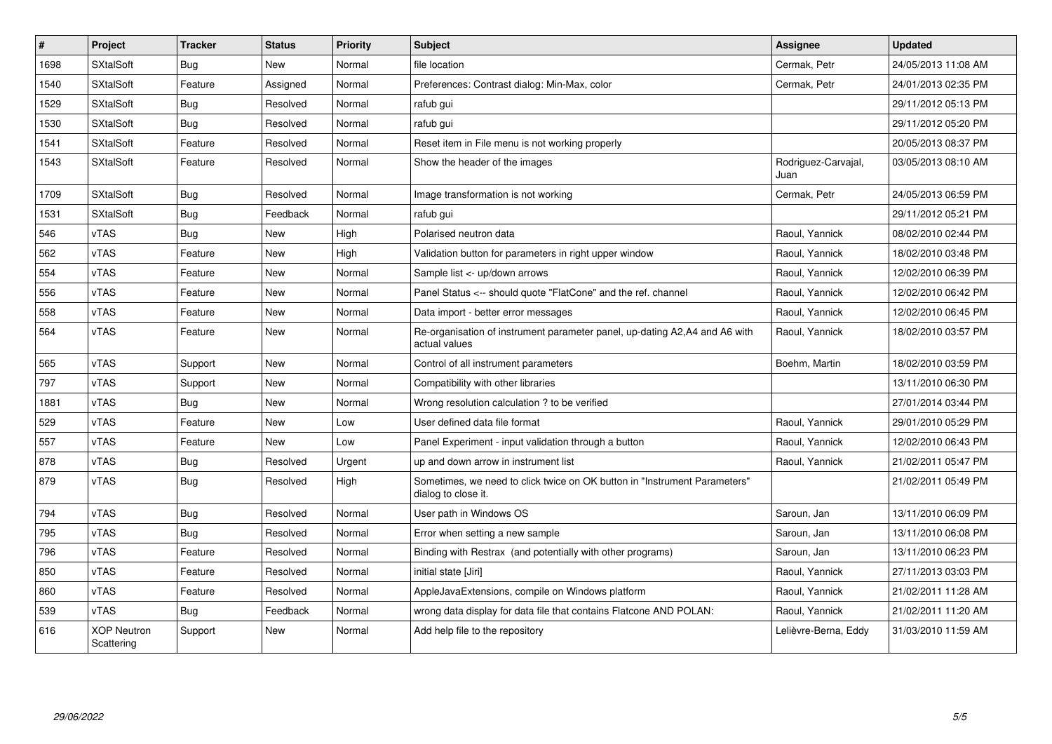| # | Project | Tracker | Status | Priority | Subject | Assignee | Updated |
|---|---|---|---|---|---|---|---|
| 1698 | SXtalSoft | Bug | New | Normal | file location | Cermak, Petr | 24/05/2013 11:08 AM |
| 1540 | SXtalSoft | Feature | Assigned | Normal | Preferences: Contrast dialog: Min-Max, color | Cermak, Petr | 24/01/2013 02:35 PM |
| 1529 | SXtalSoft | Bug | Resolved | Normal | rafub gui | | 29/11/2012 05:13 PM |
| 1530 | SXtalSoft | Bug | Resolved | Normal | rafub gui | | 29/11/2012 05:20 PM |
| 1541 | SXtalSoft | Feature | Resolved | Normal | Reset item in File menu is not working properly | | 20/05/2013 08:37 PM |
| 1543 | SXtalSoft | Feature | Resolved | Normal | Show the header of the images | Rodriguez-Carvajal, Juan | 03/05/2013 08:10 AM |
| 1709 | SXtalSoft | Bug | Resolved | Normal | Image transformation is not working | Cermak, Petr | 24/05/2013 06:59 PM |
| 1531 | SXtalSoft | Bug | Feedback | Normal | rafub gui | | 29/11/2012 05:21 PM |
| 546 | vTAS | Bug | New | High | Polarised neutron data | Raoul, Yannick | 08/02/2010 02:44 PM |
| 562 | vTAS | Feature | New | High | Validation button for parameters in right upper window | Raoul, Yannick | 18/02/2010 03:48 PM |
| 554 | vTAS | Feature | New | Normal | Sample list <- up/down arrows | Raoul, Yannick | 12/02/2010 06:39 PM |
| 556 | vTAS | Feature | New | Normal | Panel Status <-- should quote "FlatCone" and the ref. channel | Raoul, Yannick | 12/02/2010 06:42 PM |
| 558 | vTAS | Feature | New | Normal | Data import - better error messages | Raoul, Yannick | 12/02/2010 06:45 PM |
| 564 | vTAS | Feature | New | Normal | Re-organisation of instrument parameter panel, up-dating A2,A4 and A6 with actual values | Raoul, Yannick | 18/02/2010 03:57 PM |
| 565 | vTAS | Support | New | Normal | Control of all instrument parameters | Boehm, Martin | 18/02/2010 03:59 PM |
| 797 | vTAS | Support | New | Normal | Compatibility with other libraries | | 13/11/2010 06:30 PM |
| 1881 | vTAS | Bug | New | Normal | Wrong resolution calculation ? to be verified | | 27/01/2014 03:44 PM |
| 529 | vTAS | Feature | New | Low | User defined data file format | Raoul, Yannick | 29/01/2010 05:29 PM |
| 557 | vTAS | Feature | New | Low | Panel Experiment - input validation through a button | Raoul, Yannick | 12/02/2010 06:43 PM |
| 878 | vTAS | Bug | Resolved | Urgent | up and down arrow in instrument list | Raoul, Yannick | 21/02/2011 05:47 PM |
| 879 | vTAS | Bug | Resolved | High | Sometimes, we need to click twice on OK button in "Instrument Parameters" dialog to close it. | | 21/02/2011 05:49 PM |
| 794 | vTAS | Bug | Resolved | Normal | User path in Windows OS | Saroun, Jan | 13/11/2010 06:09 PM |
| 795 | vTAS | Bug | Resolved | Normal | Error when setting a new sample | Saroun, Jan | 13/11/2010 06:08 PM |
| 796 | vTAS | Feature | Resolved | Normal | Binding with Restrax (and potentially with other programs) | Saroun, Jan | 13/11/2010 06:23 PM |
| 850 | vTAS | Feature | Resolved | Normal | initial state [Jiri] | Raoul, Yannick | 27/11/2013 03:03 PM |
| 860 | vTAS | Feature | Resolved | Normal | AppleJavaExtensions, compile on Windows platform | Raoul, Yannick | 21/02/2011 11:28 AM |
| 539 | vTAS | Bug | Feedback | Normal | wrong data display for data file that contains Flatcone AND POLAN: | Raoul, Yannick | 21/02/2011 11:20 AM |
| 616 | XOP Neutron Scattering | Support | New | Normal | Add help file to the repository | Lelièvre-Berna, Eddy | 31/03/2010 11:59 AM |